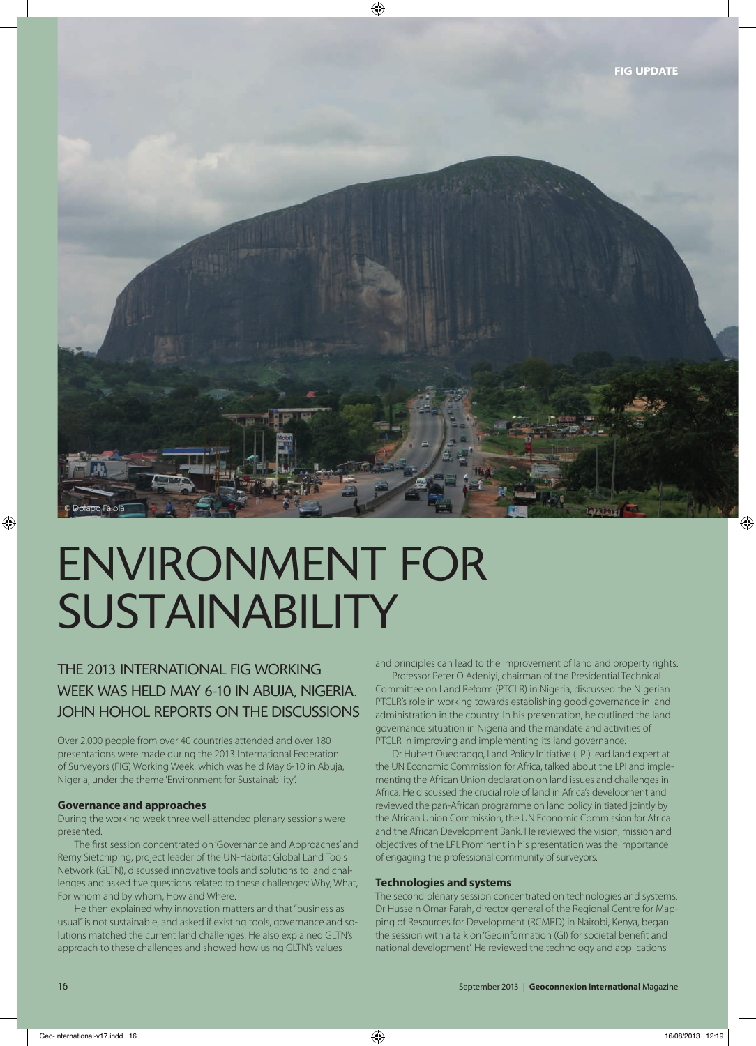FIG UPDATE

© Dolapo Falola

# ENVIRONMENT FOR SUSTAINABILITY

## THE 2013 INTERNATIONAL FIG WORKING WEEK WAS HELD MAY 6-10 IN ABUJA, NIGERIA. JOHN HOHOL REPORTS ON THE DISCUSSIONS

Over 2,000 people from over 40 countries attended and over 180 presentations were made during the 2013 International Federation of Surveyors (FIG) Working Week, which was held May 6-10 in Abuja, Nigeria, under the theme 'Environment for Sustainability'.

### Governance and approaches

During the working week three well-attended plenary sessions were presented.

The first session concentrated on 'Governance and Approaches' and Remy Sietchiping, project leader of the UN-Habitat Global Land Tools Network (GLTN), discussed innovative tools and solutions to land challenges and asked five questions related to these challenges: Why, What, For whom and by whom, How and Where.

He then explained why innovation matters and that "business as usual" is not sustainable, and asked if existing tools, governance and solutions matched the current land challenges. He also explained GLTN's approach to these challenges and showed how using GLTN's values and principles can lead to the improvement of land and property rights.

Professor Peter O Adeniyi, chairman of the Presidential Technical Committee on Land Reform (PTCLR) in Nigeria, discussed the Nigerian PTCLR's role in working towards establishing good governance in land administration in the country. In his presentation, he outlined the land governance situation in Nigeria and the mandate and activities of PTCLR in improving and implementing its land governance.

Dr Hubert Ouedraogo, Land Policy Initiative (LPI) lead land expert at the UN Economic Commission for Africa, talked about the LPI and implementing the African Union declaration on land issues and challenges in Africa. He discussed the crucial role of land in Africa's development and reviewed the pan-African programme on land policy initiated jointly by the African Union Commission, the UN Economic Commission for Africa and the African Development Bank. He reviewed the vision, mission and objectives of the LPI. Prominent in his presentation was the importance of engaging the professional community of surveyors.

### Technologies and systems

The second plenary session concentrated on technologies and systems. Dr Hussein Omar Farah, director general of the Regional Centre for Mapping of Resources for Development (RCMRD) in Nairobi, Kenya, began the session with a talk on 'Geoinformation (GI) for societal benefit and national development'. He reviewed the technology and applications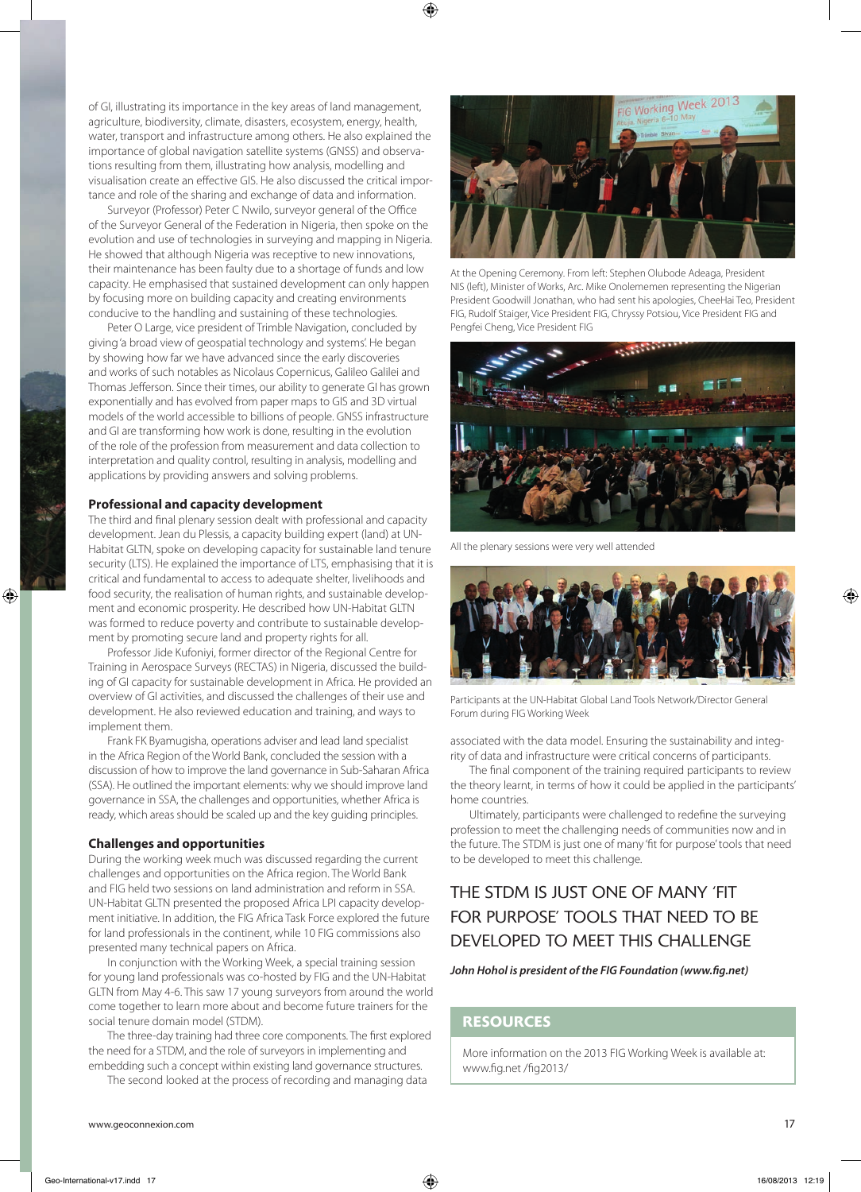of GI, illustrating its importance in the key areas of land management, agriculture, biodiversity, climate, disasters, ecosystem, energy, health, water, transport and infrastructure among others. He also explained the importance of global navigation satellite systems (GNSS) and observations resulting from them, illustrating how analysis, modelling and visualisation create an effective GIS. He also discussed the critical importance and role of the sharing and exchange of data and information.

Surveyor (Professor) Peter C Nwilo, surveyor general of the Office of the Surveyor General of the Federation in Nigeria, then spoke on the evolution and use of technologies in surveying and mapping in Nigeria. He showed that although Nigeria was receptive to new innovations, their maintenance has been faulty due to a shortage of funds and low capacity. He emphasised that sustained development can only happen by focusing more on building capacity and creating environments conducive to the handling and sustaining of these technologies.

Peter O Large, vice president of Trimble Navigation, concluded by giving 'a broad view of geospatial technology and systems'. He began by showing how far we have advanced since the early discoveries and works of such notables as Nicolaus Copernicus, Galileo Galilei and Thomas Jefferson. Since their times, our ability to generate GI has grown exponentially and has evolved from paper maps to GIS and 3D virtual models of the world accessible to billions of people. GNSS infrastructure and GI are transforming how work is done, resulting in the evolution of the role of the profession from measurement and data collection to interpretation and quality control, resulting in analysis, modelling and applications by providing answers and solving problems.

### Professional and capacity development

The third and final plenary session dealt with professional and capacity development. Jean du Plessis, a capacity building expert (land) at UN-Habitat GLTN, spoke on developing capacity for sustainable land tenure security (LTS). He explained the importance of LTS, emphasising that it is critical and fundamental to access to adequate shelter, livelihoods and food security, the realisation of human rights, and sustainable development and economic prosperity. He described how UN-Habitat GLTN was formed to reduce poverty and contribute to sustainable development by promoting secure land and property rights for all.

Professor Jide Kufoniyi, former director of the Regional Centre for Training in Aerospace Surveys (RECTAS) in Nigeria, discussed the building of GI capacity for sustainable development in Africa. He provided an overview of GI activities, and discussed the challenges of their use and development. He also reviewed education and training, and ways to implement them.

Frank FK Byamugisha, operations adviser and lead land specialist in the Africa Region of the World Bank, concluded the session with a discussion of how to improve the land governance in Sub-Saharan Africa (SSA). He outlined the important elements: why we should improve land governance in SSA, the challenges and opportunities, whether Africa is ready, which areas should be scaled up and the key guiding principles.

### Challenges and opportunities

During the working week much was discussed regarding the current challenges and opportunities on the Africa region. The World Bank and FIG held two sessions on land administration and reform in SSA. UN-Habitat GLTN presented the proposed Africa LPI capacity development initiative. In addition, the FIG Africa Task Force explored the future for land professionals in the continent, while 10 FIG commissions also presented many technical papers on Africa.

In conjunction with the Working Week, a special training session for young land professionals was co-hosted by FIG and the UN-Habitat GLTN from May 4-6. This saw 17 young surveyors from around the world come together to learn more about and become future trainers for the social tenure domain model (STDM).

The three-day training had three core components. The first explored the need for a STDM, and the role of surveyors in implementing and embedding such a concept within existing land governance structures.

The second looked at the process of recording and managing data associated with the data model. Ensuring the sustainability and integrity of data and infrastructure were critical concerns of participants.

The final component of the training required participants to review the theory learnt, in terms of how it could be applied in the participants' home countries.

Ultimately, participants were challenged to redefine the surveying profession to meet the challenging needs of communities now and in the future. The STDM is just one of many 'fit for purpose' tools that need to be developed to meet this challenge.

At the Opening Ceremony. From left: Stephen Olubode Adeaga, President NIS (left), Minister of Works, Arc. Mike Onolememen representing the Nigerian President Goodwill Jonathan, who had sent his apologies, CheeHai Teo, President FIG, Rudolf Staiger, Vice President FIG, Chryssy Potsiou, Vice President FIG and Pengfei Cheng, Vice President FIG

All the plenary sessions were very well attended

Participants at the UN-Habitat Global Land Tools Network/Director General Forum during FIG Working Week

## THE STDM IS JUST ONE OF MANY 'FIT FOR PURPOSE' TOOLS THAT NEED TO BE DEVELOPED TO MEET THIS CHALLENGE

***John Hohol is president of the FIG Foundation (www.fig.net)***

## RESOURCES

More information on the 2013 FIG Working Week is available at: www.fig.net /fig2013/